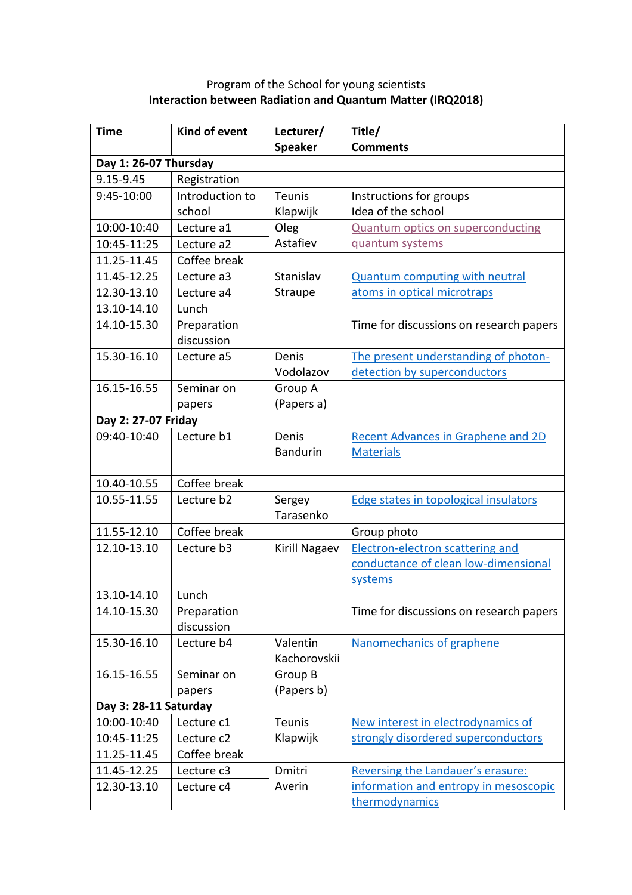Program of the School for young scientists

**Interaction between Radiation and Quantum Matter (IRQ2018)**

| **Time** | **Kind of event** | **Lecturer/ Speaker** | **Title/ Comments** |
|---|---|---|---|
| **Day 1: 26-07 Thursday** | | | |
| 9.15-9.45 | Registration | | |
| 9:45-10:00 | Introduction to school | Teunis Klapwijk | Instructions for groups Idea of the school |
| 10:00-10:40 | Lecture a1 | Oleg Astafiev | Quantum optics on superconducting quantum systems |
| 10:45-11:25 | Lecture a2 | | |
| 11.25-11.45 | Coffee break | | |
| 11.45-12.25 | Lecture a3 | Stanislav Straupe | Quantum computing with neutral atoms in optical microtraps |
| 12.30-13.10 | Lecture a4 | | |
| 13.10-14.10 | Lunch | | |
| 14.10-15.30 | Preparation discussion | | Time for discussions on research papers |
| 15.30-16.10 | Lecture a5 | Denis Vodolazov | The present understanding of photon-detection by superconductors |
| 16.15-16.55 | Seminar on papers | Group A (Papers a) | |
| **Day 2: 27-07 Friday** | | | |
| 09:40-10:40 | Lecture b1 | Denis Bandurin | Recent Advances in Graphene and 2D Materials |
| 10.40-10.55 | Coffee break | | |
| 10.55-11.55 | Lecture b2 | Sergey Tarasenko | Edge states in topological insulators |
| 11.55-12.10 | Coffee break | | Group photo |
| 12.10-13.10 | Lecture b3 | Kirill Nagaev | Electron-electron scattering and conductance of clean low-dimensional systems |
| 13.10-14.10 | Lunch | | |
| 14.10-15.30 | Preparation discussion | | Time for discussions on research papers |
| 15.30-16.10 | Lecture b4 | Valentin Kachorovskii | Nanomechanics of graphene |
| 16.15-16.55 | Seminar on papers | Group B (Papers b) | |
| **Day 3: 28-11 Saturday** | | | |
| 10:00-10:40 | Lecture c1 | Teunis Klapwijk | New interest in electrodynamics of strongly disordered superconductors |
| 10:45-11:25 | Lecture c2 | | |
| 11.25-11.45 | Coffee break | | |
| 11.45-12.25 | Lecture c3 | Dmitri Averin | Reversing the Landauer's erasure: information and entropy in mesoscopic thermodynamics |
| 12.30-13.10 | Lecture c4 | | |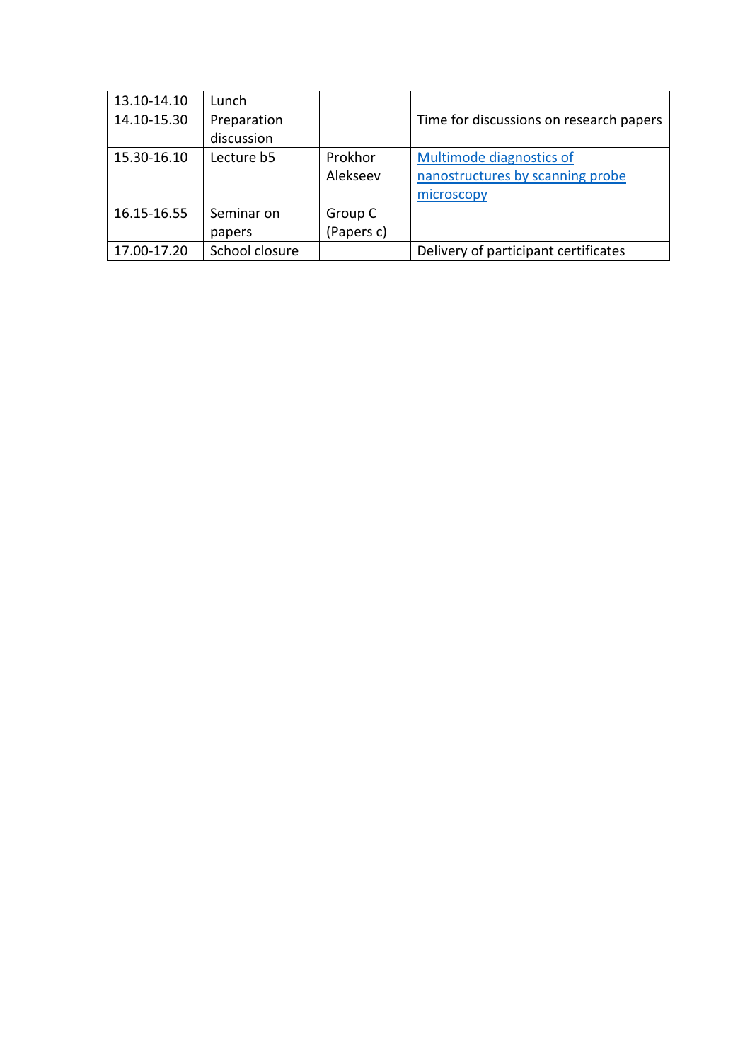| | | | |
|---|---|---|---|
| 13.10-14.10 | Lunch | | |
| 14.10-15.30 | Preparation discussion | | Time for discussions on research papers |
| 15.30-16.10 | Lecture b5 | Prokhor Alekseev | Multimode diagnostics of nanostructures by scanning probe microscopy |
| 16.15-16.55 | Seminar on papers | Group C (Papers c) | |
| 17.00-17.20 | School closure | | Delivery of participant certificates |